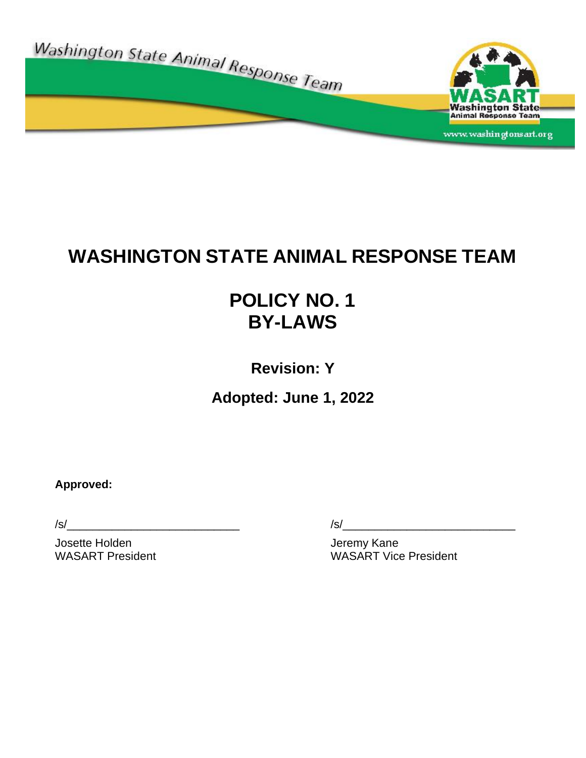# WASHINGTON STATE ANIMAL RESPONSE TEAM

# POLICY NO. 1
# BY-LAWS

**Revision: Y**

**Adopted: June 1, 2022**

**Approved:**

/s/____________________________
Josette Holden
WASART President

/s/____________________________
Jeremy Kane
WASART Vice President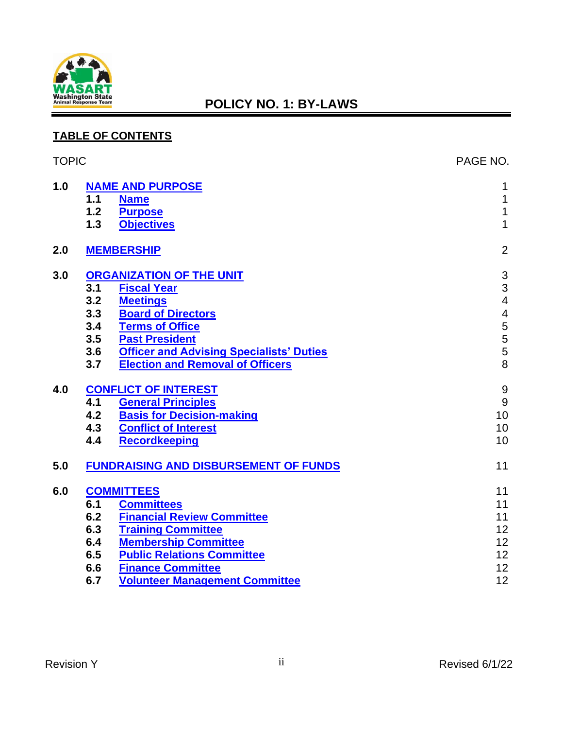# POLICY NO. 1: BY-LAWS

**TABLE OF CONTENTS**

| TOPIC | | | PAGE NO. |
|---|---|---|---|
| **1.0** | **NAME AND PURPOSE** | | 1 |
| | **1.1** | **Name** | 1 |
| | **1.2** | **Purpose** | 1 |
| | **1.3** | **Objectives** | 1 |
| **2.0** | **MEMBERSHIP** | | 2 |
| **3.0** | **ORGANIZATION OF THE UNIT** | | 3 |
| | **3.1** | **Fiscal Year** | 3 |
| | **3.2** | **Meetings** | 4 |
| | **3.3** | **Board of Directors** | 4 |
| | **3.4** | **Terms of Office** | 5 |
| | **3.5** | **Past President** | 5 |
| | **3.6** | **Officer and Advising Specialists' Duties** | 5 |
| | **3.7** | **Election and Removal of Officers** | 8 |
| **4.0** | **CONFLICT OF INTEREST** | | 9 |
| | **4.1** | **General Principles** | 9 |
| | **4.2** | **Basis for Decision-making** | 10 |
| | **4.3** | **Conflict of Interest** | 10 |
| | **4.4** | **Recordkeeping** | 10 |
| **5.0** | **FUNDRAISING AND DISBURSEMENT OF FUNDS** | | 11 |
| **6.0** | **COMMITTEES** | | 11 |
| | **6.1** | **Committees** | 11 |
| | **6.2** | **Financial Review Committee** | 11 |
| | **6.3** | **Training Committee** | 12 |
| | **6.4** | **Membership Committee** | 12 |
| | **6.5** | **Public Relations Committee** | 12 |
| | **6.6** | **Finance Committee** | 12 |
| | **6.7** | **Volunteer Management Committee** | 12 |

Revision Y — Revised 6/1/22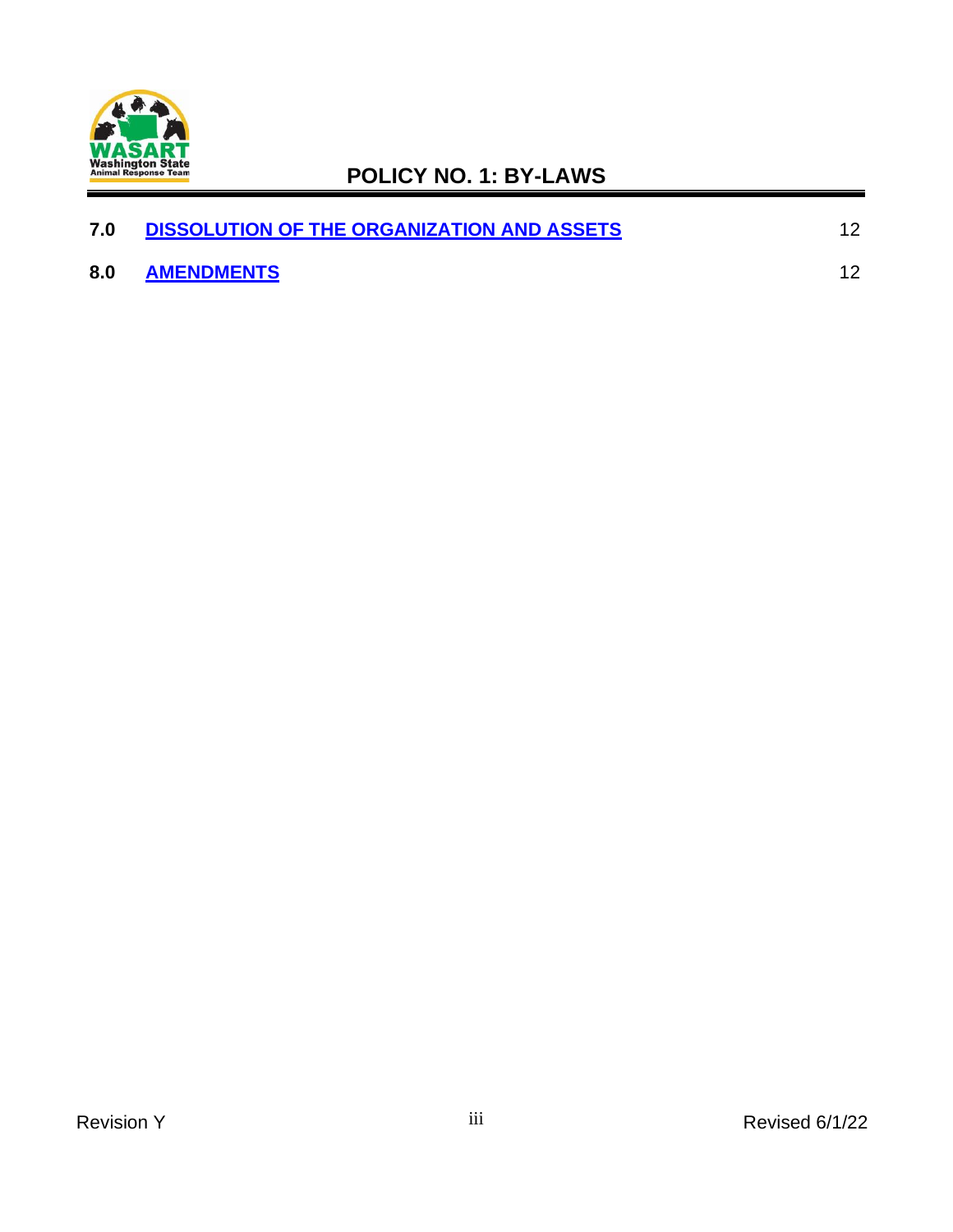| | | |
|---|---|---|
| **7.0** | **DISSOLUTION OF THE ORGANIZATION AND ASSETS** | 12 |
| **8.0** | **AMENDMENTS** | 12 |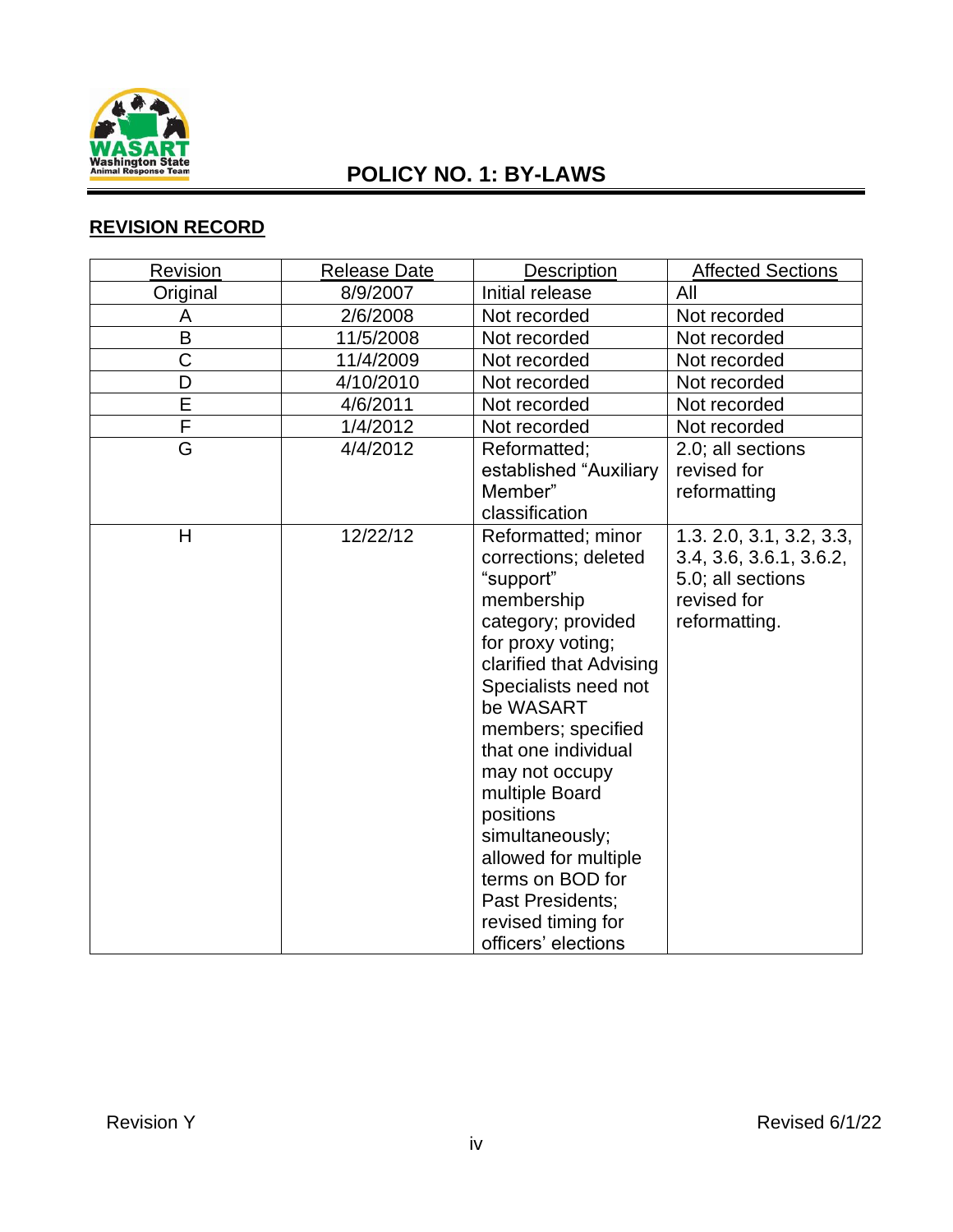# POLICY NO. 1: BY-LAWS

## REVISION RECORD

| Revision | Release Date | Description | Affected Sections |
|---|---|---|---|
| Original | 8/9/2007 | Initial release | All |
| A | 2/6/2008 | Not recorded | Not recorded |
| B | 11/5/2008 | Not recorded | Not recorded |
| C | 11/4/2009 | Not recorded | Not recorded |
| D | 4/10/2010 | Not recorded | Not recorded |
| E | 4/6/2011 | Not recorded | Not recorded |
| F | 1/4/2012 | Not recorded | Not recorded |
| G | 4/4/2012 | Reformatted; established "Auxiliary Member" classification | 2.0; all sections revised for reformatting |
| H | 12/22/12 | Reformatted; minor corrections; deleted "support" membership category; provided for proxy voting; clarified that Advising Specialists need not be WASART members; specified that one individual may not occupy multiple Board positions simultaneously; allowed for multiple terms on BOD for Past Presidents; revised timing for officers' elections | 1.3. 2.0, 3.1, 3.2, 3.3, 3.4, 3.6, 3.6.1, 3.6.2, 5.0; all sections revised for reformatting. |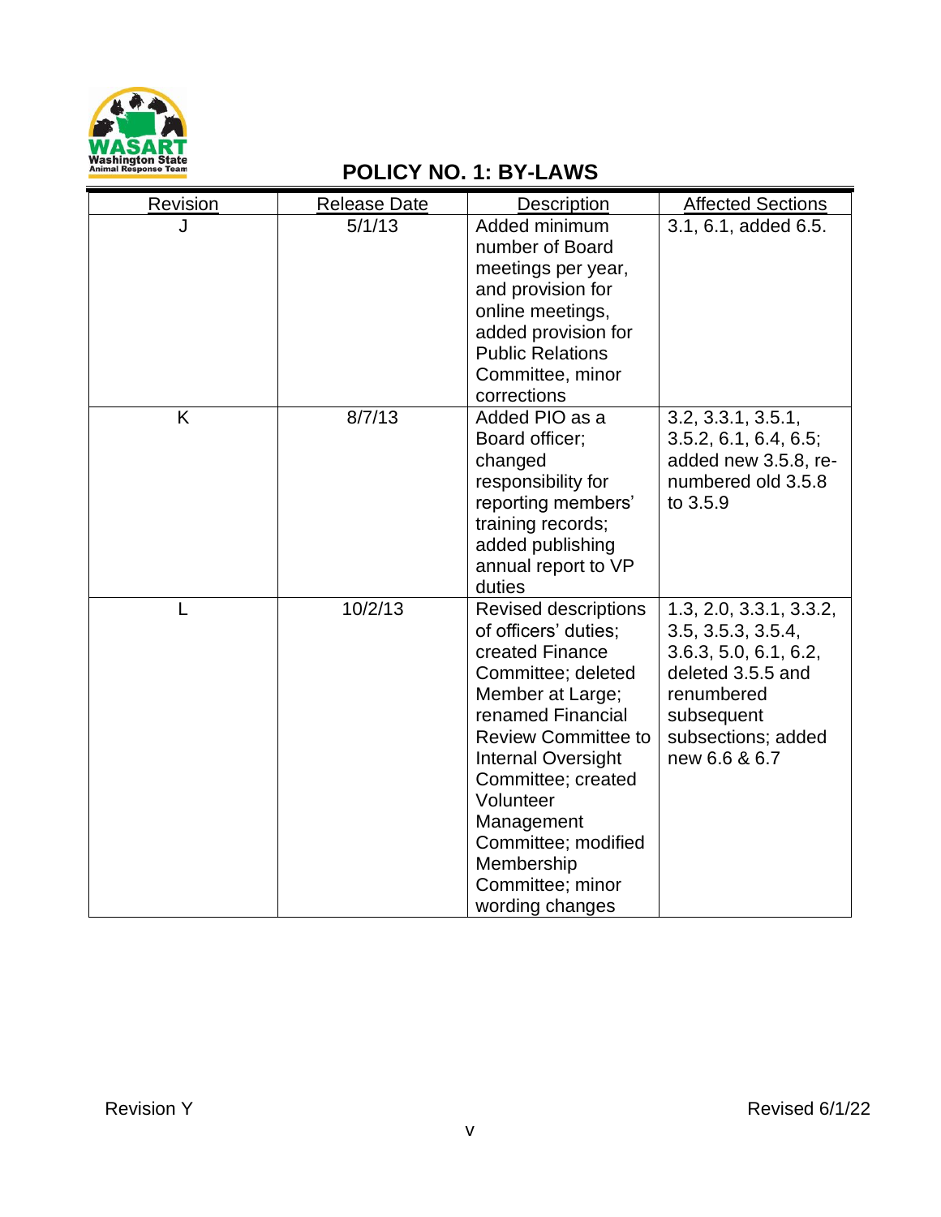## POLICY NO. 1: BY-LAWS

| Revision | Release Date | Description | Affected Sections |
|---|---|---|---|
| J | 5/1/13 | Added minimum number of Board meetings per year, and provision for online meetings, added provision for Public Relations Committee, minor corrections | 3.1, 6.1, added 6.5. |
| K | 8/7/13 | Added PIO as a Board officer; changed responsibility for reporting members' training records; added publishing annual report to VP duties | 3.2, 3.3.1, 3.5.1, 3.5.2, 6.1, 6.4, 6.5; added new 3.5.8, re-numbered old 3.5.8 to 3.5.9 |
| L | 10/2/13 | Revised descriptions of officers' duties; created Finance Committee; deleted Member at Large; renamed Financial Review Committee to Internal Oversight Committee; created Volunteer Management Committee; modified Membership Committee; minor wording changes | 1.3, 2.0, 3.3.1, 3.3.2, 3.5, 3.5.3, 3.5.4, 3.6.3, 5.0, 6.1, 6.2, deleted 3.5.5 and renumbered subsequent subsections; added new 6.6 & 6.7 |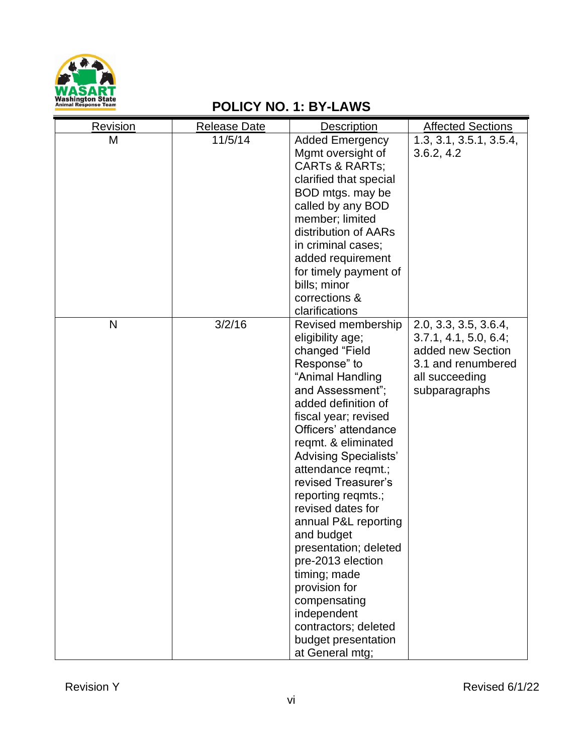## POLICY NO. 1: BY-LAWS

| Revision | Release Date | Description | Affected Sections |
|---|---|---|---|
| M | 11/5/14 | Added Emergency Mgmt oversight of CARTs & RARTs; clarified that special BOD mtgs. may be called by any BOD member; limited distribution of AARs in criminal cases; added requirement for timely payment of bills; minor corrections & clarifications | 1.3, 3.1, 3.5.1, 3.5.4, 3.6.2, 4.2 |
| N | 3/2/16 | Revised membership eligibility age; changed "Field Response" to "Animal Handling and Assessment"; added definition of fiscal year; revised Officers' attendance reqmt. & eliminated Advising Specialists' attendance reqmt.; revised Treasurer's reporting reqmts.; revised dates for annual P&L reporting and budget presentation; deleted pre-2013 election timing; made provision for compensating independent contractors; deleted budget presentation at General mtg; | 2.0, 3.3, 3.5, 3.6.4, 3.7.1, 4.1, 5.0, 6.4; added new Section 3.1 and renumbered all succeeding subparagraphs |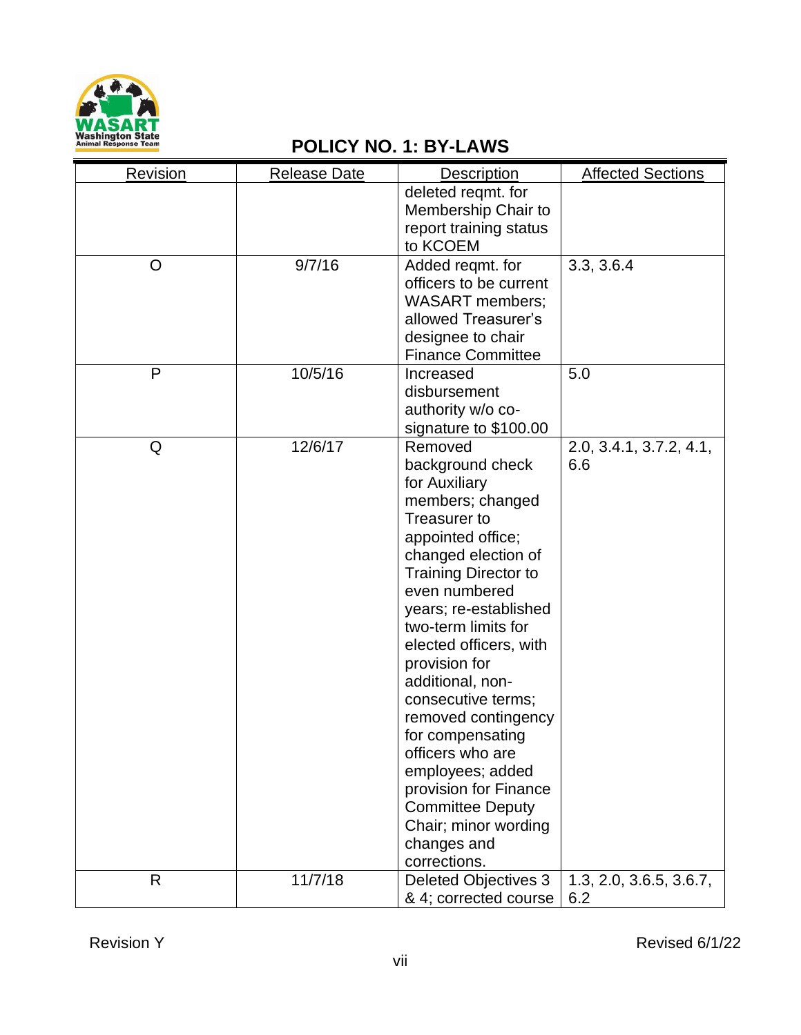## POLICY NO. 1: BY-LAWS

| Revision | Release Date | Description | Affected Sections |
|---|---|---|---|
| | | deleted reqmt. for Membership Chair to report training status to KCOEM | |
| O | 9/7/16 | Added reqmt. for officers to be current WASART members; allowed Treasurer's designee to chair Finance Committee | 3.3, 3.6.4 |
| P | 10/5/16 | Increased disbursement authority w/o co-signature to $100.00 | 5.0 |
| Q | 12/6/17 | Removed background check for Auxiliary members; changed Treasurer to appointed office; changed election of Training Director to even numbered years; re-established two-term limits for elected officers, with provision for additional, non-consecutive terms; removed contingency for compensating officers who are employees; added provision for Finance Committee Deputy Chair; minor wording changes and corrections. | 2.0, 3.4.1, 3.7.2, 4.1, 6.6 |
| R | 11/7/18 | Deleted Objectives 3 & 4; corrected course | 1.3, 2.0, 3.6.5, 3.6.7, 6.2 |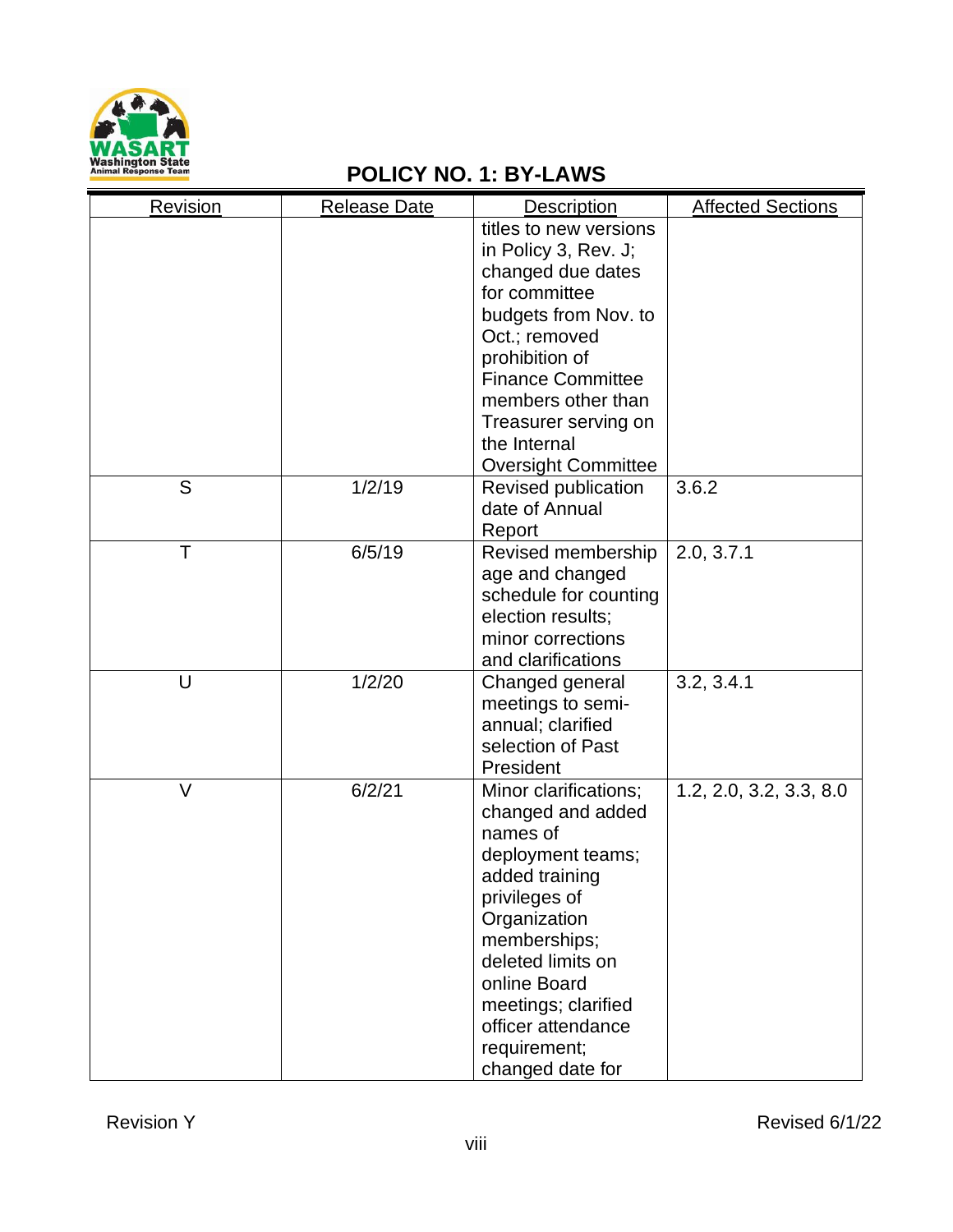# POLICY NO. 1: BY-LAWS

| Revision | Release Date | Description | Affected Sections |
|---|---|---|---|
| | | titles to new versions in Policy 3, Rev. J; changed due dates for committee budgets from Nov. to Oct.; removed prohibition of Finance Committee members other than Treasurer serving on the Internal Oversight Committee | |
| S | 1/2/19 | Revised publication date of Annual Report | 3.6.2 |
| T | 6/5/19 | Revised membership age and changed schedule for counting election results; minor corrections and clarifications | 2.0, 3.7.1 |
| U | 1/2/20 | Changed general meetings to semi-annual; clarified selection of Past President | 3.2, 3.4.1 |
| V | 6/2/21 | Minor clarifications; changed and added names of deployment teams; added training privileges of Organization memberships; deleted limits on online Board meetings; clarified officer attendance requirement; changed date for | 1.2, 2.0, 3.2, 3.3, 8.0 |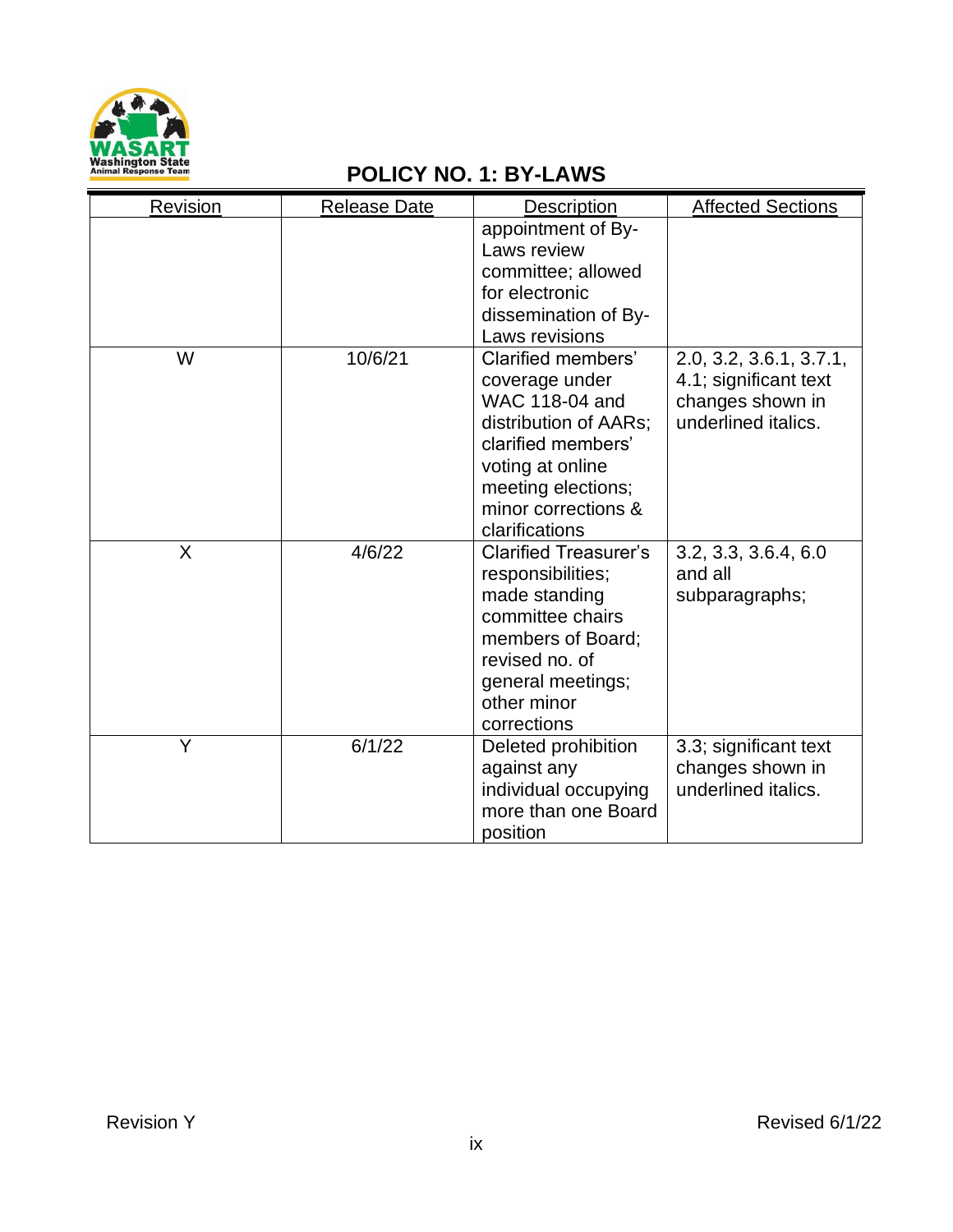## POLICY NO. 1: BY-LAWS

| Revision | Release Date | Description | Affected Sections |
|---|---|---|---|
| | | appointment of By-Laws review committee; allowed for electronic dissemination of By-Laws revisions | |
| W | 10/6/21 | Clarified members' coverage under WAC 118-04 and distribution of AARs; clarified members' voting at online meeting elections; minor corrections & clarifications | 2.0, 3.2, 3.6.1, 3.7.1, 4.1; significant text changes shown in underlined italics. |
| X | 4/6/22 | Clarified Treasurer's responsibilities; made standing committee chairs members of Board; revised no. of general meetings; other minor corrections | 3.2, 3.3, 3.6.4, 6.0 and all subparagraphs; |
| Y | 6/1/22 | Deleted prohibition against any individual occupying more than one Board position | 3.3; significant text changes shown in underlined italics. |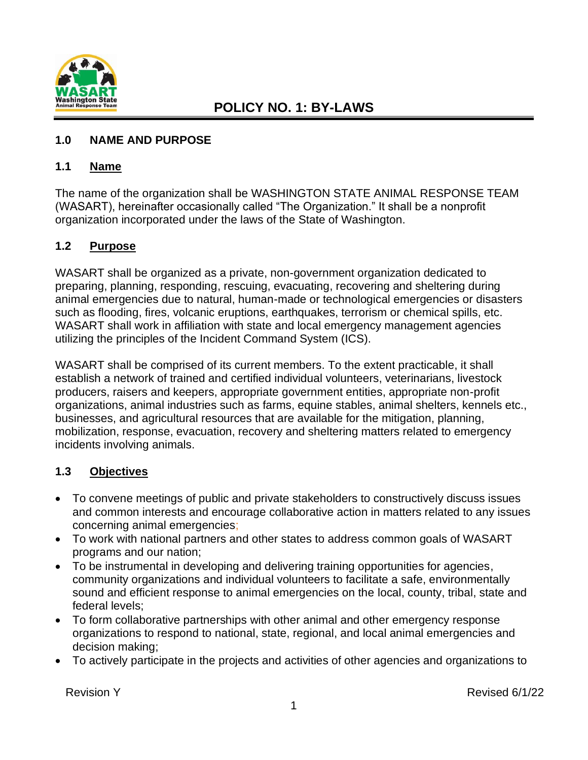# POLICY NO. 1: BY-LAWS

## 1.0 NAME AND PURPOSE

### 1.1 Name

The name of the organization shall be WASHINGTON STATE ANIMAL RESPONSE TEAM (WASART), hereinafter occasionally called "The Organization." It shall be a nonprofit organization incorporated under the laws of the State of Washington.

### 1.2 Purpose

WASART shall be organized as a private, non-government organization dedicated to preparing, planning, responding, rescuing, evacuating, recovering and sheltering during animal emergencies due to natural, human-made or technological emergencies or disasters such as flooding, fires, volcanic eruptions, earthquakes, terrorism or chemical spills, etc. WASART shall work in affiliation with state and local emergency management agencies utilizing the principles of the Incident Command System (ICS).

WASART shall be comprised of its current members. To the extent practicable, it shall establish a network of trained and certified individual volunteers, veterinarians, livestock producers, raisers and keepers, appropriate government entities, appropriate non-profit organizations, animal industries such as farms, equine stables, animal shelters, kennels etc., businesses, and agricultural resources that are available for the mitigation, planning, mobilization, response, evacuation, recovery and sheltering matters related to emergency incidents involving animals.

### 1.3 Objectives

- To convene meetings of public and private stakeholders to constructively discuss issues and common interests and encourage collaborative action in matters related to any issues concerning animal emergencies;
- To work with national partners and other states to address common goals of WASART programs and our nation;
- To be instrumental in developing and delivering training opportunities for agencies, community organizations and individual volunteers to facilitate a safe, environmentally sound and efficient response to animal emergencies on the local, county, tribal, state and federal levels;
- To form collaborative partnerships with other animal and other emergency response organizations to respond to national, state, regional, and local animal emergencies and decision making;
- To actively participate in the projects and activities of other agencies and organizations to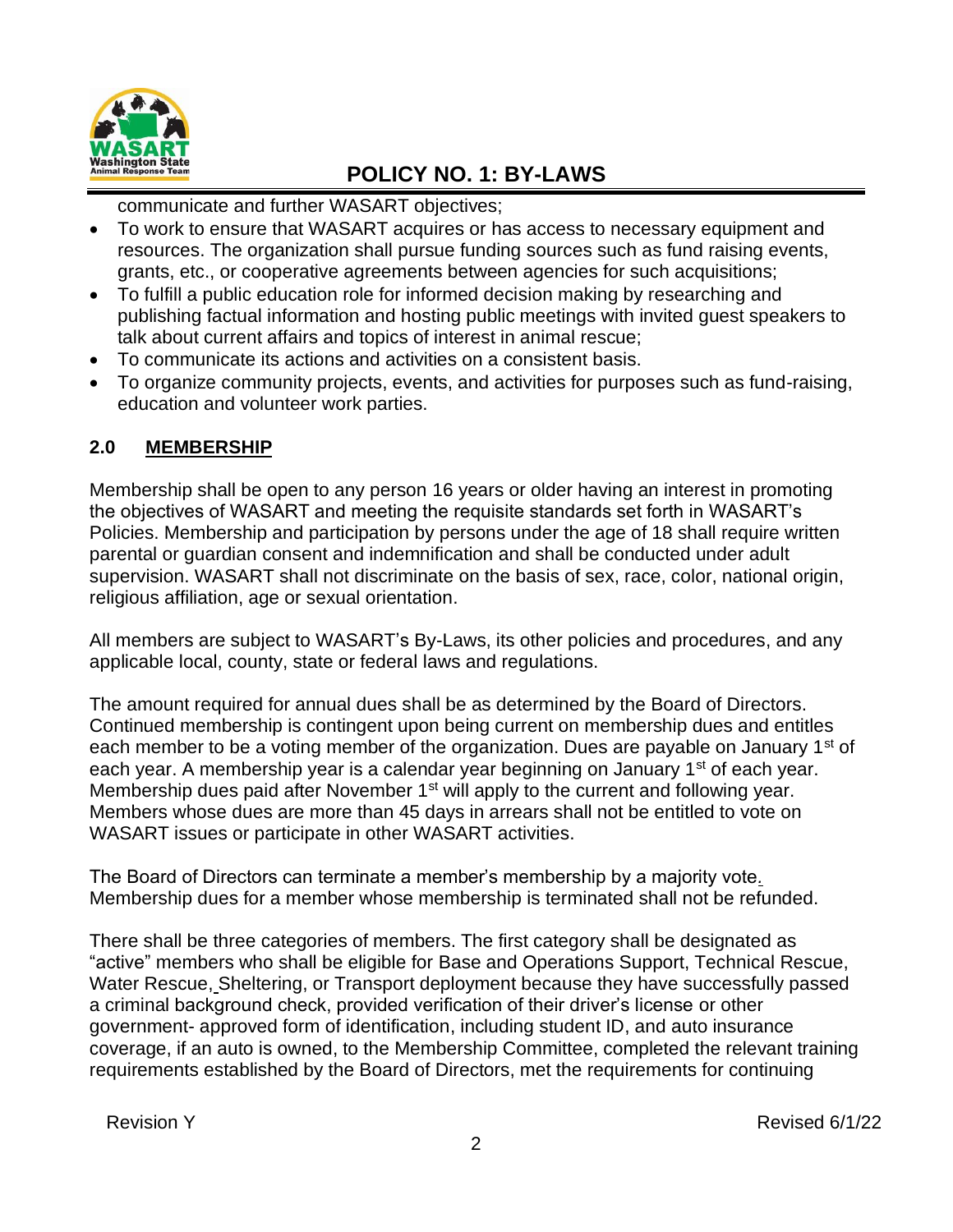communicate and further WASART objectives;

- To work to ensure that WASART acquires or has access to necessary equipment and resources. The organization shall pursue funding sources such as fund raising events, grants, etc., or cooperative agreements between agencies for such acquisitions;
- To fulfill a public education role for informed decision making by researching and publishing factual information and hosting public meetings with invited guest speakers to talk about current affairs and topics of interest in animal rescue;
- To communicate its actions and activities on a consistent basis.
- To organize community projects, events, and activities for purposes such as fund-raising, education and volunteer work parties.

## 2.0 MEMBERSHIP

Membership shall be open to any person 16 years or older having an interest in promoting the objectives of WASART and meeting the requisite standards set forth in WASART's Policies. Membership and participation by persons under the age of 18 shall require written parental or guardian consent and indemnification and shall be conducted under adult supervision. WASART shall not discriminate on the basis of sex, race, color, national origin, religious affiliation, age or sexual orientation.

All members are subject to WASART's By-Laws, its other policies and procedures, and any applicable local, county, state or federal laws and regulations.

The amount required for annual dues shall be as determined by the Board of Directors. Continued membership is contingent upon being current on membership dues and entitles each member to be a voting member of the organization. Dues are payable on January 1st of each year. A membership year is a calendar year beginning on January 1st of each year. Membership dues paid after November 1st will apply to the current and following year. Members whose dues are more than 45 days in arrears shall not be entitled to vote on WASART issues or participate in other WASART activities.

The Board of Directors can terminate a member's membership by a majority vote. Membership dues for a member whose membership is terminated shall not be refunded.

There shall be three categories of members. The first category shall be designated as "active" members who shall be eligible for Base and Operations Support, Technical Rescue, Water Rescue, Sheltering, or Transport deployment because they have successfully passed a criminal background check, provided verification of their driver's license or other government- approved form of identification, including student ID, and auto insurance coverage, if an auto is owned, to the Membership Committee, completed the relevant training requirements established by the Board of Directors, met the requirements for continuing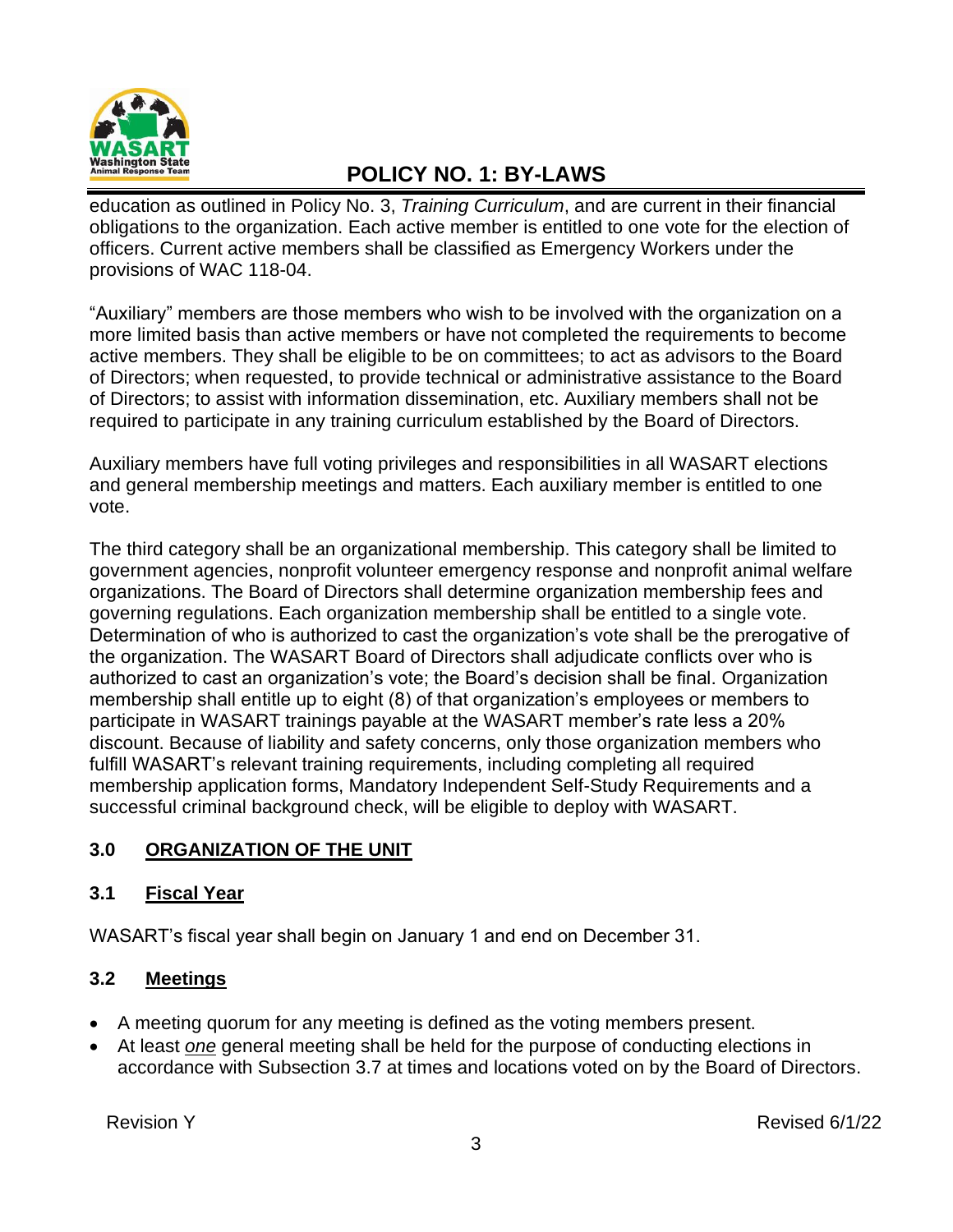education as outlined in Policy No. 3, *Training Curriculum*, and are current in their financial obligations to the organization. Each active member is entitled to one vote for the election of officers. Current active members shall be classified as Emergency Workers under the provisions of WAC 118-04.

"Auxiliary" members are those members who wish to be involved with the organization on a more limited basis than active members or have not completed the requirements to become active members. They shall be eligible to be on committees; to act as advisors to the Board of Directors; when requested, to provide technical or administrative assistance to the Board of Directors; to assist with information dissemination, etc. Auxiliary members shall not be required to participate in any training curriculum established by the Board of Directors.

Auxiliary members have full voting privileges and responsibilities in all WASART elections and general membership meetings and matters. Each auxiliary member is entitled to one vote.

The third category shall be an organizational membership. This category shall be limited to government agencies, nonprofit volunteer emergency response and nonprofit animal welfare organizations. The Board of Directors shall determine organization membership fees and governing regulations. Each organization membership shall be entitled to a single vote. Determination of who is authorized to cast the organization's vote shall be the prerogative of the organization. The WASART Board of Directors shall adjudicate conflicts over who is authorized to cast an organization's vote; the Board's decision shall be final. Organization membership shall entitle up to eight (8) of that organization's employees or members to participate in WASART trainings payable at the WASART member's rate less a 20% discount. Because of liability and safety concerns, only those organization members who fulfill WASART's relevant training requirements, including completing all required membership application forms, Mandatory Independent Self-Study Requirements and a successful criminal background check, will be eligible to deploy with WASART.

## 3.0 ORGANIZATION OF THE UNIT

### 3.1 Fiscal Year

WASART's fiscal year shall begin on January 1 and end on December 31.

### 3.2 Meetings

- A meeting quorum for any meeting is defined as the voting members present.
- At least *one* general meeting shall be held for the purpose of conducting elections in accordance with Subsection 3.7 at times and locations voted on by the Board of Directors.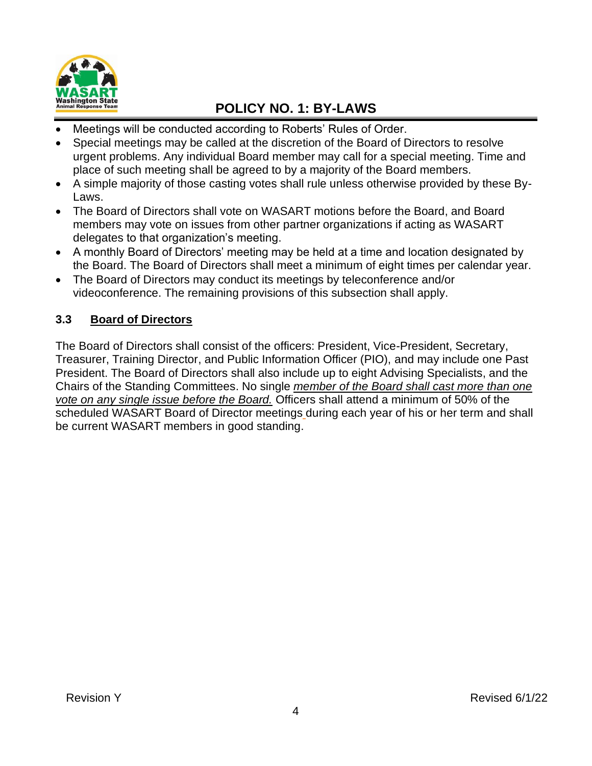- Meetings will be conducted according to Roberts' Rules of Order.
- Special meetings may be called at the discretion of the Board of Directors to resolve urgent problems. Any individual Board member may call for a special meeting. Time and place of such meeting shall be agreed to by a majority of the Board members.
- A simple majority of those casting votes shall rule unless otherwise provided by these By-Laws.
- The Board of Directors shall vote on WASART motions before the Board, and Board members may vote on issues from other partner organizations if acting as WASART delegates to that organization's meeting.
- A monthly Board of Directors' meeting may be held at a time and location designated by the Board. The Board of Directors shall meet a minimum of eight times per calendar year.
- The Board of Directors may conduct its meetings by teleconference and/or videoconference. The remaining provisions of this subsection shall apply.

### 3.3 Board of Directors

The Board of Directors shall consist of the officers: President, Vice-President, Secretary, Treasurer, Training Director, and Public Information Officer (PIO), and may include one Past President. The Board of Directors shall also include up to eight Advising Specialists, and the Chairs of the Standing Committees. No single *member of the Board shall cast more than one vote on any single issue before the Board.* Officers shall attend a minimum of 50% of the scheduled WASART Board of Director meetings during each year of his or her term and shall be current WASART members in good standing.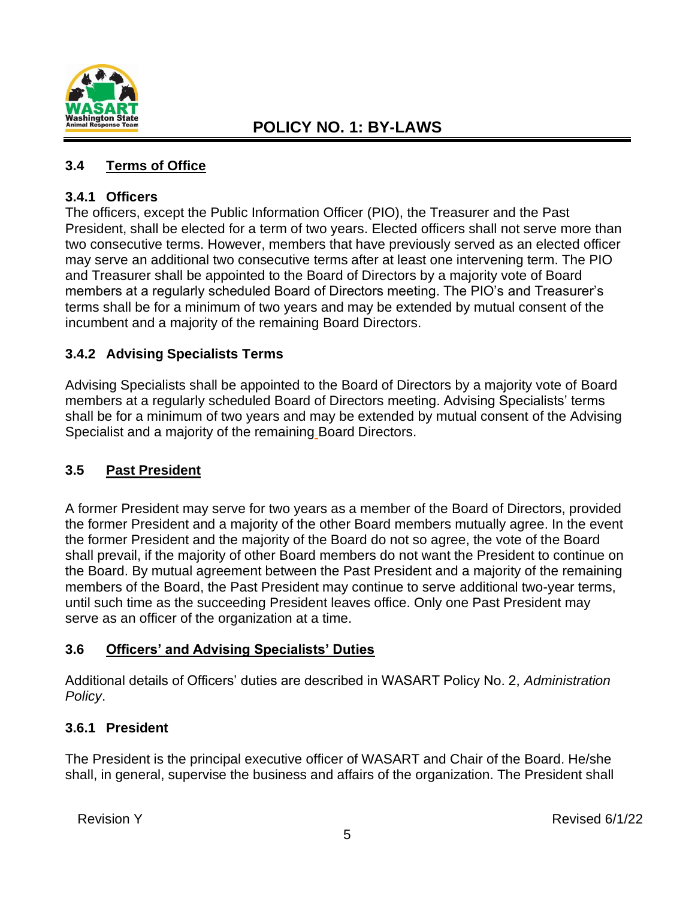## 3.4 Terms of Office

### 3.4.1 Officers

The officers, except the Public Information Officer (PIO), the Treasurer and the Past President, shall be elected for a term of two years. Elected officers shall not serve more than two consecutive terms. However, members that have previously served as an elected officer may serve an additional two consecutive terms after at least one intervening term. The PIO and Treasurer shall be appointed to the Board of Directors by a majority vote of Board members at a regularly scheduled Board of Directors meeting. The PIO's and Treasurer's terms shall be for a minimum of two years and may be extended by mutual consent of the incumbent and a majority of the remaining Board Directors.

### 3.4.2 Advising Specialists Terms

Advising Specialists shall be appointed to the Board of Directors by a majority vote of Board members at a regularly scheduled Board of Directors meeting. Advising Specialists' terms shall be for a minimum of two years and may be extended by mutual consent of the Advising Specialist and a majority of the remaining Board Directors.

## 3.5 Past President

A former President may serve for two years as a member of the Board of Directors, provided the former President and a majority of the other Board members mutually agree. In the event the former President and the majority of the Board do not so agree, the vote of the Board shall prevail, if the majority of other Board members do not want the President to continue on the Board. By mutual agreement between the Past President and a majority of the remaining members of the Board, the Past President may continue to serve additional two-year terms, until such time as the succeeding President leaves office. Only one Past President may serve as an officer of the organization at a time.

## 3.6 Officers' and Advising Specialists' Duties

Additional details of Officers' duties are described in WASART Policy No. 2, *Administration Policy*.

### 3.6.1 President

The President is the principal executive officer of WASART and Chair of the Board. He/she shall, in general, supervise the business and affairs of the organization. The President shall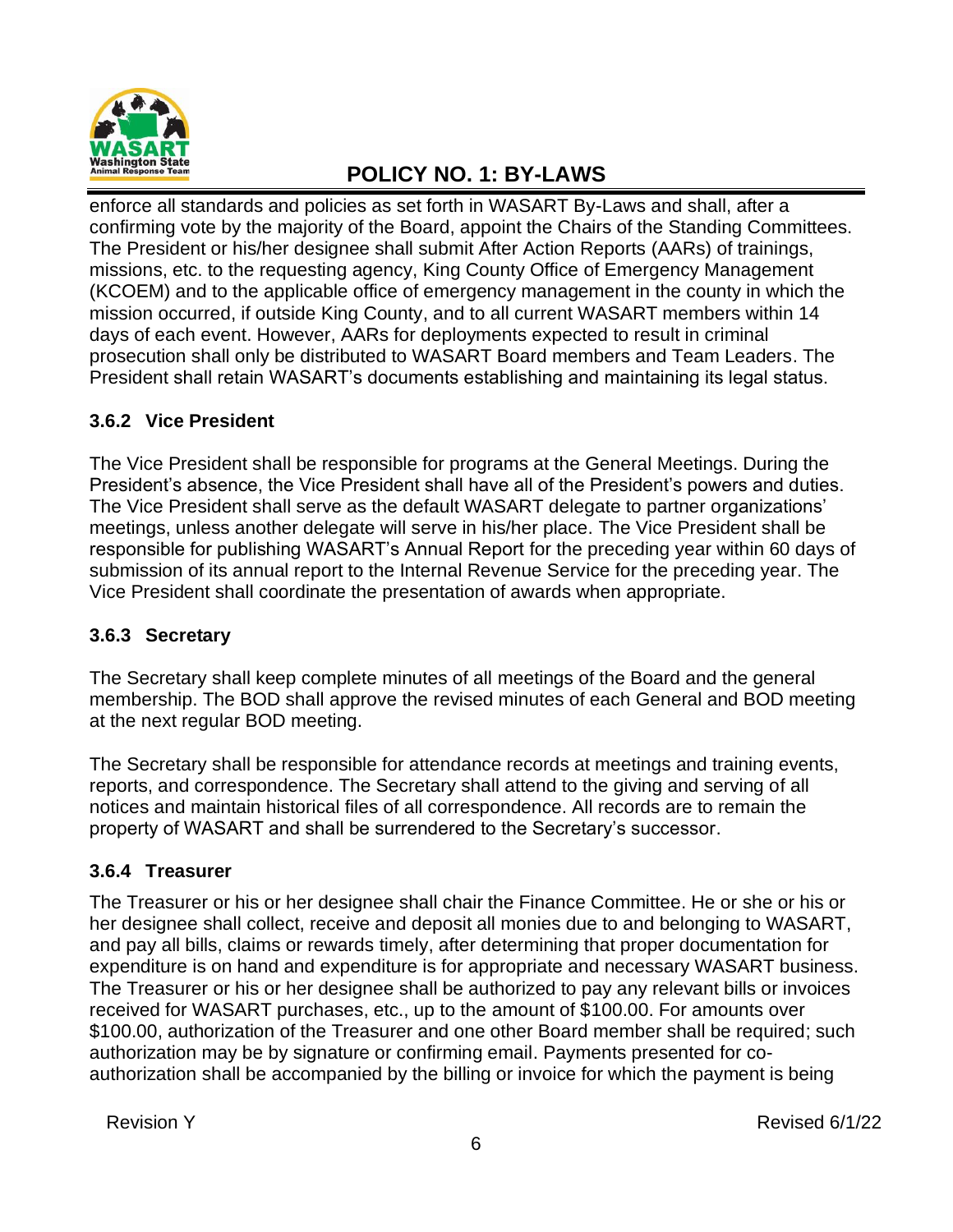enforce all standards and policies as set forth in WASART By-Laws and shall, after a confirming vote by the majority of the Board, appoint the Chairs of the Standing Committees. The President or his/her designee shall submit After Action Reports (AARs) of trainings, missions, etc. to the requesting agency, King County Office of Emergency Management (KCOEM) and to the applicable office of emergency management in the county in which the mission occurred, if outside King County, and to all current WASART members within 14 days of each event. However, AARs for deployments expected to result in criminal prosecution shall only be distributed to WASART Board members and Team Leaders. The President shall retain WASART's documents establishing and maintaining its legal status.

### 3.6.2 Vice President

The Vice President shall be responsible for programs at the General Meetings. During the President's absence, the Vice President shall have all of the President's powers and duties. The Vice President shall serve as the default WASART delegate to partner organizations' meetings, unless another delegate will serve in his/her place. The Vice President shall be responsible for publishing WASART's Annual Report for the preceding year within 60 days of submission of its annual report to the Internal Revenue Service for the preceding year. The Vice President shall coordinate the presentation of awards when appropriate.

### 3.6.3 Secretary

The Secretary shall keep complete minutes of all meetings of the Board and the general membership. The BOD shall approve the revised minutes of each General and BOD meeting at the next regular BOD meeting.

The Secretary shall be responsible for attendance records at meetings and training events, reports, and correspondence. The Secretary shall attend to the giving and serving of all notices and maintain historical files of all correspondence. All records are to remain the property of WASART and shall be surrendered to the Secretary's successor.

### 3.6.4 Treasurer

The Treasurer or his or her designee shall chair the Finance Committee. He or she or his or her designee shall collect, receive and deposit all monies due to and belonging to WASART, and pay all bills, claims or rewards timely, after determining that proper documentation for expenditure is on hand and expenditure is for appropriate and necessary WASART business. The Treasurer or his or her designee shall be authorized to pay any relevant bills or invoices received for WASART purchases, etc., up to the amount of $100.00. For amounts over $100.00, authorization of the Treasurer and one other Board member shall be required; such authorization may be by signature or confirming email. Payments presented for co-authorization shall be accompanied by the billing or invoice for which the payment is being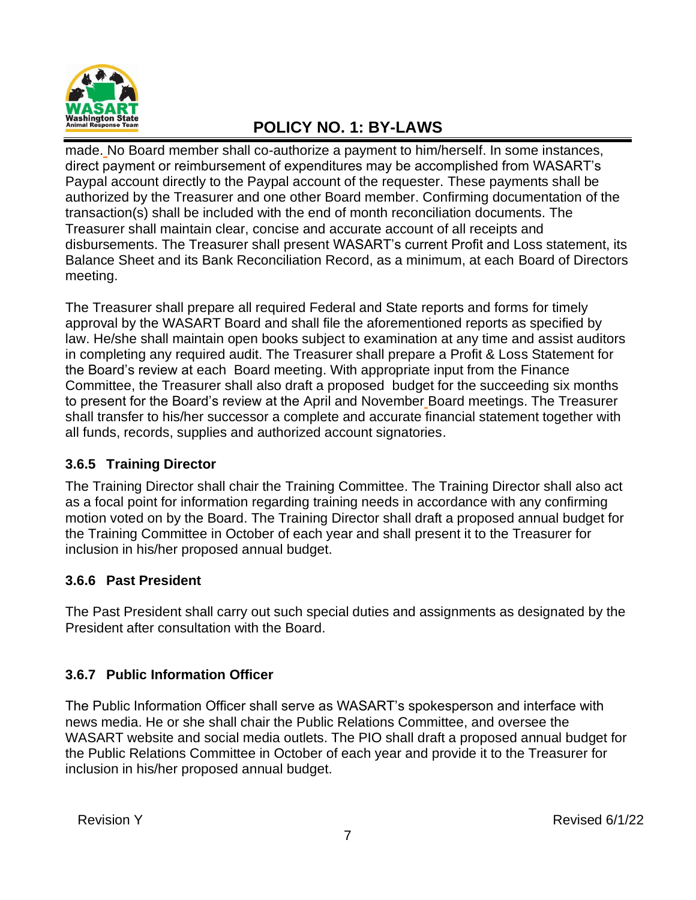made. No Board member shall co-authorize a payment to him/herself. In some instances, direct payment or reimbursement of expenditures may be accomplished from WASART's Paypal account directly to the Paypal account of the requester. These payments shall be authorized by the Treasurer and one other Board member. Confirming documentation of the transaction(s) shall be included with the end of month reconciliation documents. The Treasurer shall maintain clear, concise and accurate account of all receipts and disbursements. The Treasurer shall present WASART's current Profit and Loss statement, its Balance Sheet and its Bank Reconciliation Record, as a minimum, at each Board of Directors meeting.

The Treasurer shall prepare all required Federal and State reports and forms for timely approval by the WASART Board and shall file the aforementioned reports as specified by law. He/she shall maintain open books subject to examination at any time and assist auditors in completing any required audit. The Treasurer shall prepare a Profit & Loss Statement for the Board's review at each Board meeting. With appropriate input from the Finance Committee, the Treasurer shall also draft a proposed budget for the succeeding six months to present for the Board's review at the April and November Board meetings. The Treasurer shall transfer to his/her successor a complete and accurate financial statement together with all funds, records, supplies and authorized account signatories.

### 3.6.5 Training Director

The Training Director shall chair the Training Committee. The Training Director shall also act as a focal point for information regarding training needs in accordance with any confirming motion voted on by the Board. The Training Director shall draft a proposed annual budget for the Training Committee in October of each year and shall present it to the Treasurer for inclusion in his/her proposed annual budget.

### 3.6.6 Past President

The Past President shall carry out such special duties and assignments as designated by the President after consultation with the Board.

### 3.6.7 Public Information Officer

The Public Information Officer shall serve as WASART's spokesperson and interface with news media. He or she shall chair the Public Relations Committee, and oversee the WASART website and social media outlets. The PIO shall draft a proposed annual budget for the Public Relations Committee in October of each year and provide it to the Treasurer for inclusion in his/her proposed annual budget.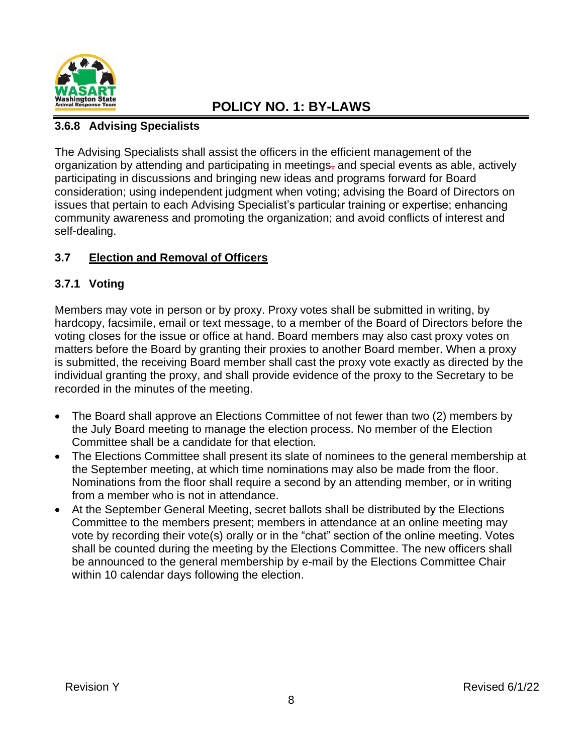### 3.6.8 Advising Specialists

The Advising Specialists shall assist the officers in the efficient management of the organization by attending and participating in meetings and special events as able, actively participating in discussions and bringing new ideas and programs forward for Board consideration; using independent judgment when voting; advising the Board of Directors on issues that pertain to each Advising Specialist's particular training or expertise; enhancing community awareness and promoting the organization; and avoid conflicts of interest and self-dealing.

## 3.7 Election and Removal of Officers

### 3.7.1 Voting

Members may vote in person or by proxy. Proxy votes shall be submitted in writing, by hardcopy, facsimile, email or text message, to a member of the Board of Directors before the voting closes for the issue or office at hand. Board members may also cast proxy votes on matters before the Board by granting their proxies to another Board member. When a proxy is submitted, the receiving Board member shall cast the proxy vote exactly as directed by the individual granting the proxy, and shall provide evidence of the proxy to the Secretary to be recorded in the minutes of the meeting.

- The Board shall approve an Elections Committee of not fewer than two (2) members by the July Board meeting to manage the election process. No member of the Election Committee shall be a candidate for that election.
- The Elections Committee shall present its slate of nominees to the general membership at the September meeting, at which time nominations may also be made from the floor. Nominations from the floor shall require a second by an attending member, or in writing from a member who is not in attendance.
- At the September General Meeting, secret ballots shall be distributed by the Elections Committee to the members present; members in attendance at an online meeting may vote by recording their vote(s) orally or in the "chat" section of the online meeting. Votes shall be counted during the meeting by the Elections Committee. The new officers shall be announced to the general membership by e-mail by the Elections Committee Chair within 10 calendar days following the election.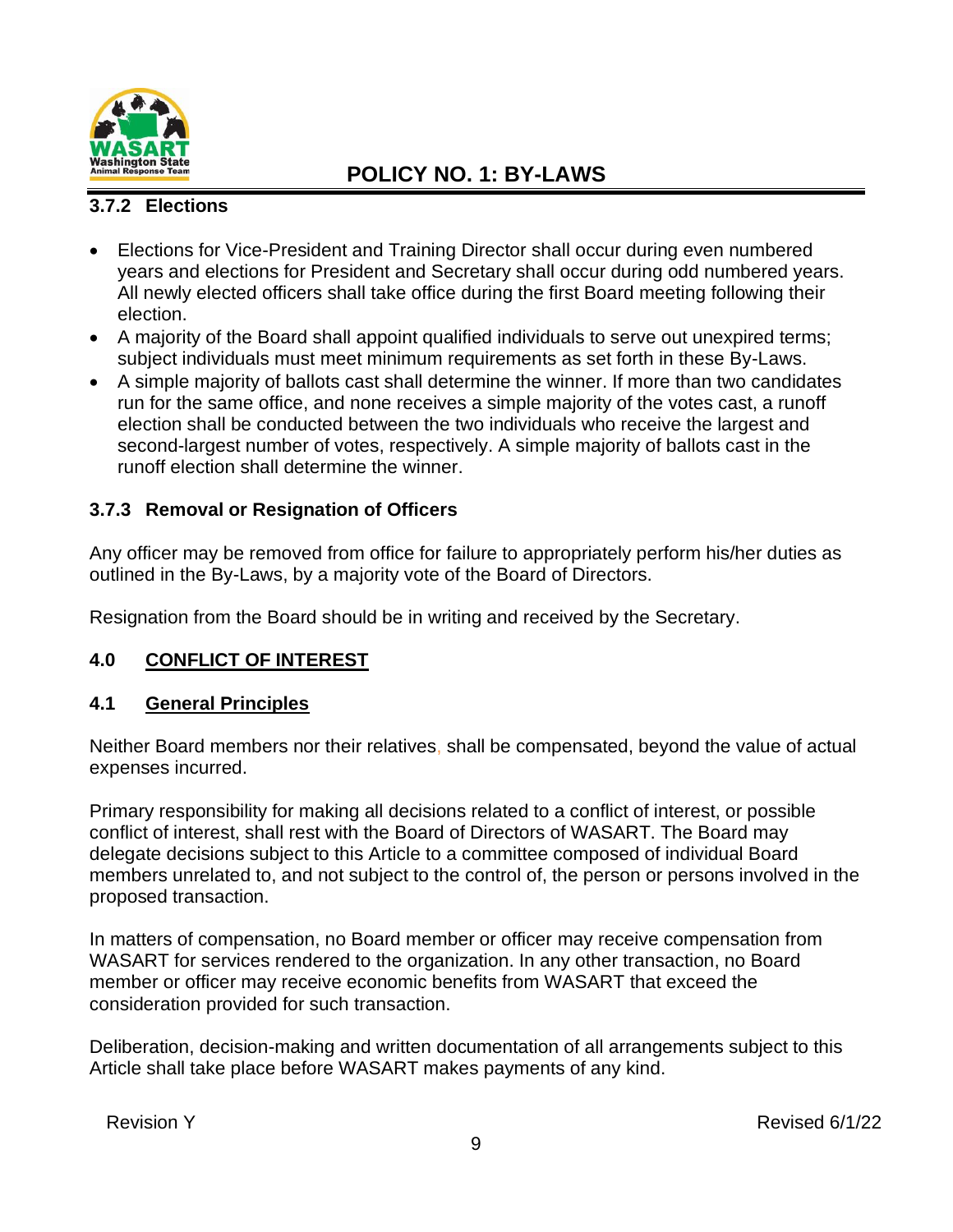### 3.7.2 Elections

- Elections for Vice-President and Training Director shall occur during even numbered years and elections for President and Secretary shall occur during odd numbered years. All newly elected officers shall take office during the first Board meeting following their election.
- A majority of the Board shall appoint qualified individuals to serve out unexpired terms; subject individuals must meet minimum requirements as set forth in these By-Laws.
- A simple majority of ballots cast shall determine the winner. If more than two candidates run for the same office, and none receives a simple majority of the votes cast, a runoff election shall be conducted between the two individuals who receive the largest and second-largest number of votes, respectively. A simple majority of ballots cast in the runoff election shall determine the winner.

### 3.7.3 Removal or Resignation of Officers

Any officer may be removed from office for failure to appropriately perform his/her duties as outlined in the By-Laws, by a majority vote of the Board of Directors.

Resignation from the Board should be in writing and received by the Secretary.

## 4.0 CONFLICT OF INTEREST

### 4.1 General Principles

Neither Board members nor their relatives, shall be compensated, beyond the value of actual expenses incurred.

Primary responsibility for making all decisions related to a conflict of interest, or possible conflict of interest, shall rest with the Board of Directors of WASART. The Board may delegate decisions subject to this Article to a committee composed of individual Board members unrelated to, and not subject to the control of, the person or persons involved in the proposed transaction.

In matters of compensation, no Board member or officer may receive compensation from WASART for services rendered to the organization. In any other transaction, no Board member or officer may receive economic benefits from WASART that exceed the consideration provided for such transaction.

Deliberation, decision-making and written documentation of all arrangements subject to this Article shall take place before WASART makes payments of any kind.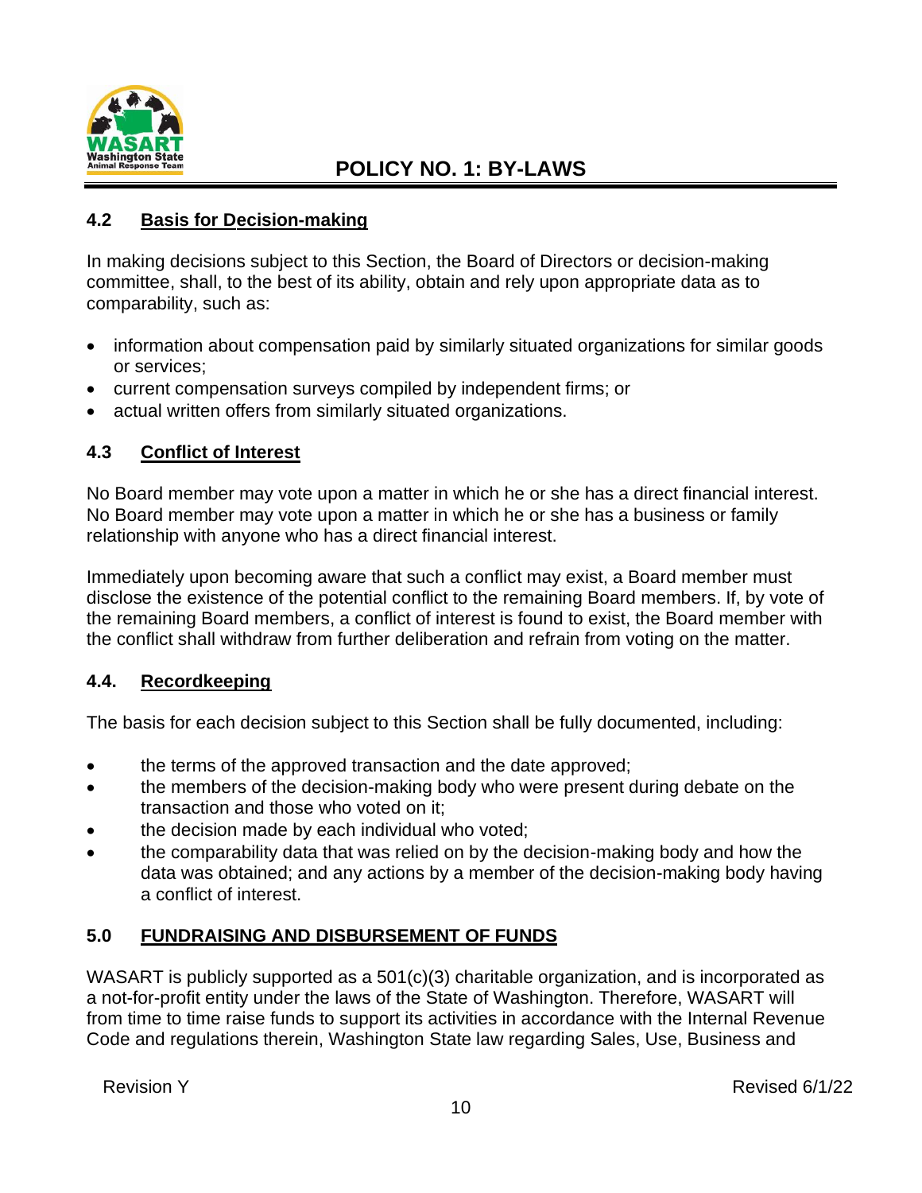### 4.2 Basis for Decision-making

In making decisions subject to this Section, the Board of Directors or decision-making committee, shall, to the best of its ability, obtain and rely upon appropriate data as to comparability, such as:

- information about compensation paid by similarly situated organizations for similar goods or services;
- current compensation surveys compiled by independent firms; or
- actual written offers from similarly situated organizations.

### 4.3 Conflict of Interest

No Board member may vote upon a matter in which he or she has a direct financial interest. No Board member may vote upon a matter in which he or she has a business or family relationship with anyone who has a direct financial interest.

Immediately upon becoming aware that such a conflict may exist, a Board member must disclose the existence of the potential conflict to the remaining Board members. If, by vote of the remaining Board members, a conflict of interest is found to exist, the Board member with the conflict shall withdraw from further deliberation and refrain from voting on the matter.

### 4.4. Recordkeeping

The basis for each decision subject to this Section shall be fully documented, including:

- the terms of the approved transaction and the date approved;
- the members of the decision-making body who were present during debate on the transaction and those who voted on it;
- the decision made by each individual who voted;
- the comparability data that was relied on by the decision-making body and how the data was obtained; and any actions by a member of the decision-making body having a conflict of interest.

## 5.0 FUNDRAISING AND DISBURSEMENT OF FUNDS

WASART is publicly supported as a 501(c)(3) charitable organization, and is incorporated as a not-for-profit entity under the laws of the State of Washington. Therefore, WASART will from time to time raise funds to support its activities in accordance with the Internal Revenue Code and regulations therein, Washington State law regarding Sales, Use, Business and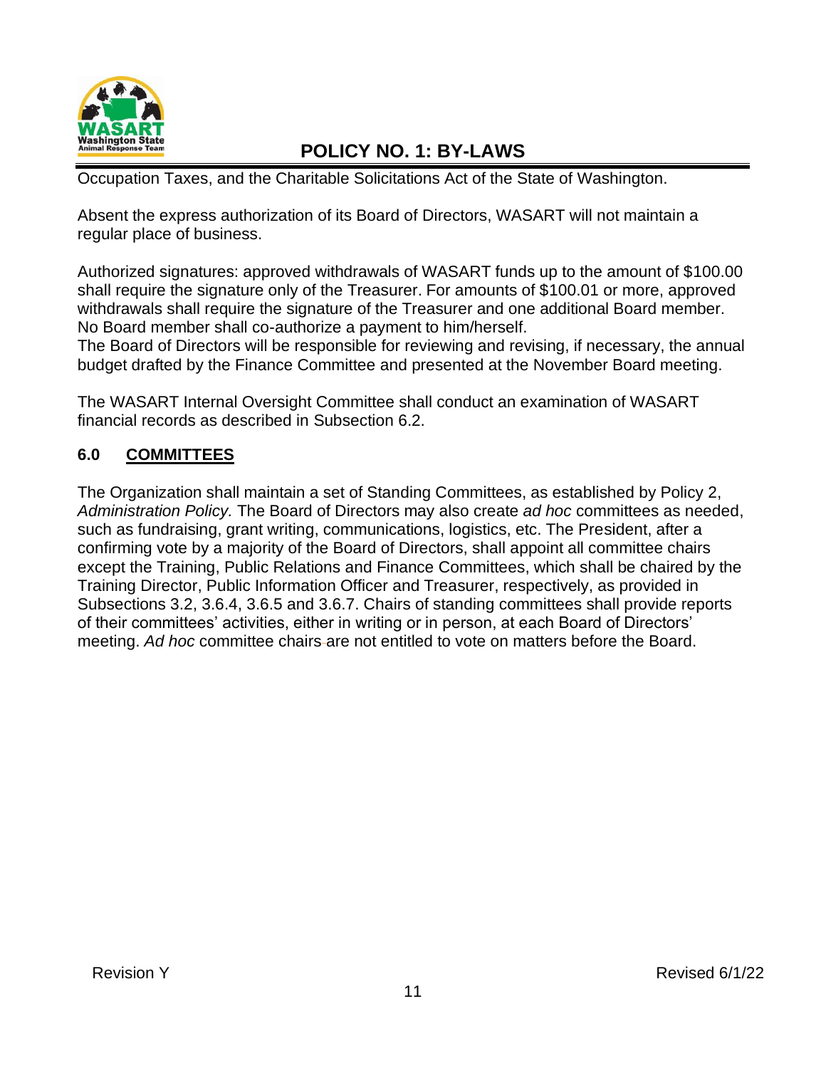Occupation Taxes, and the Charitable Solicitations Act of the State of Washington.

Absent the express authorization of its Board of Directors, WASART will not maintain a regular place of business.

Authorized signatures: approved withdrawals of WASART funds up to the amount of $100.00 shall require the signature only of the Treasurer. For amounts of $100.01 or more, approved withdrawals shall require the signature of the Treasurer and one additional Board member. No Board member shall co-authorize a payment to him/herself.
The Board of Directors will be responsible for reviewing and revising, if necessary, the annual budget drafted by the Finance Committee and presented at the November Board meeting.

The WASART Internal Oversight Committee shall conduct an examination of WASART financial records as described in Subsection 6.2.

## 6.0 COMMITTEES

The Organization shall maintain a set of Standing Committees, as established by Policy 2, *Administration Policy.* The Board of Directors may also create *ad hoc* committees as needed, such as fundraising, grant writing, communications, logistics, etc. The President, after a confirming vote by a majority of the Board of Directors, shall appoint all committee chairs except the Training, Public Relations and Finance Committees, which shall be chaired by the Training Director, Public Information Officer and Treasurer, respectively, as provided in Subsections 3.2, 3.6.4, 3.6.5 and 3.6.7. Chairs of standing committees shall provide reports of their committees' activities, either in writing or in person, at each Board of Directors' meeting. *Ad hoc* committee chairs are not entitled to vote on matters before the Board.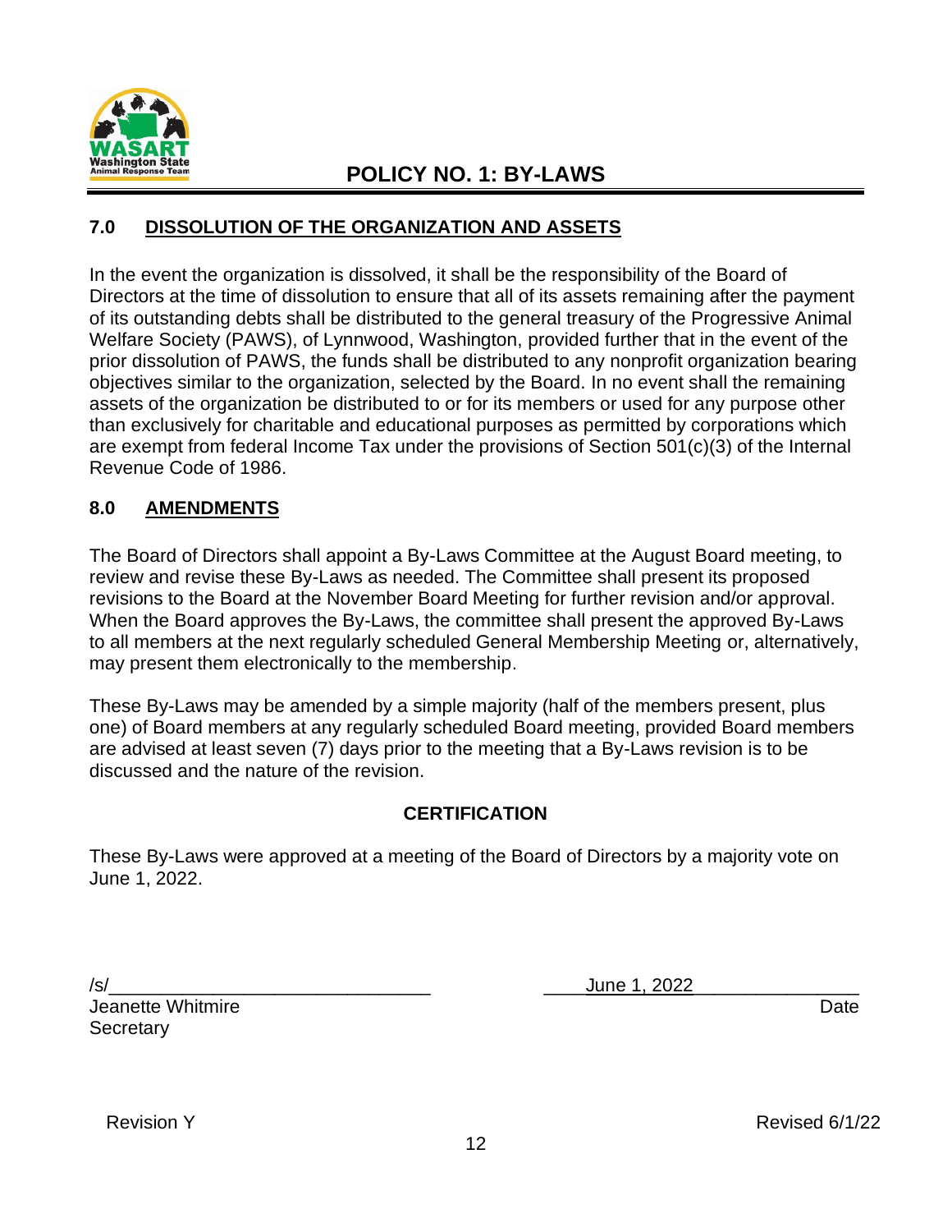## 7.0 DISSOLUTION OF THE ORGANIZATION AND ASSETS

In the event the organization is dissolved, it shall be the responsibility of the Board of Directors at the time of dissolution to ensure that all of its assets remaining after the payment of its outstanding debts shall be distributed to the general treasury of the Progressive Animal Welfare Society (PAWS), of Lynnwood, Washington, provided further that in the event of the prior dissolution of PAWS, the funds shall be distributed to any nonprofit organization bearing objectives similar to the organization, selected by the Board. In no event shall the remaining assets of the organization be distributed to or for its members or used for any purpose other than exclusively for charitable and educational purposes as permitted by corporations which are exempt from federal Income Tax under the provisions of Section 501(c)(3) of the Internal Revenue Code of 1986.

## 8.0 AMENDMENTS

The Board of Directors shall appoint a By-Laws Committee at the August Board meeting, to review and revise these By-Laws as needed. The Committee shall present its proposed revisions to the Board at the November Board Meeting for further revision and/or approval. When the Board approves the By-Laws, the committee shall present the approved By-Laws to all members at the next regularly scheduled General Membership Meeting or, alternatively, may present them electronically to the membership.

These By-Laws may be amended by a simple majority (half of the members present, plus one) of Board members at any regularly scheduled Board meeting, provided Board members are advised at least seven (7) days prior to the meeting that a By-Laws revision is to be discussed and the nature of the revision.

### CERTIFICATION

These By-Laws were approved at a meeting of the Board of Directors by a majority vote on June 1, 2022.

/s/________________________________ &nbsp;&nbsp;&nbsp;&nbsp; June 1, 2022

Jeanette Whitmire &nbsp;&nbsp;&nbsp;&nbsp; Date
Secretary